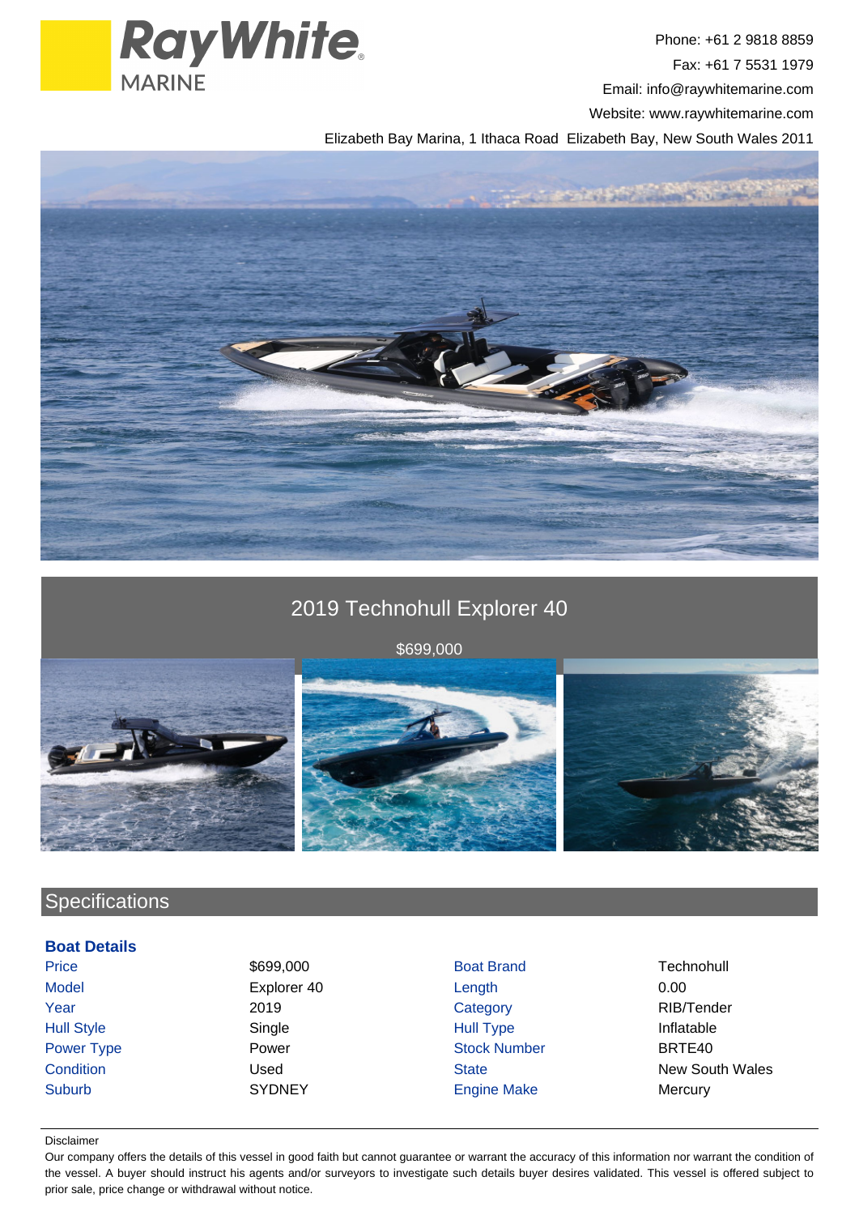Ray White MARINE

Phone: +61 2 9818 8859
Fax: +61 7 5531 1979
Email: info@raywhitemarine.com
Website: www.raywhitemarine.com
Elizabeth Bay Marina, 1 Ithaca Road Elizabeth Bay, New South Wales 2011

# 2019 Technohull Explorer 40

$699,000

## Specifications

### Boat Details

| | | | |
|---|---|---|---|
| Price | $699,000 | Boat Brand | Technohull |
| Model | Explorer 40 | Length | 0.00 |
| Year | 2019 | Category | RIB/Tender |
| Hull Style | Single | Hull Type | Inflatable |
| Power Type | Power | Stock Number | BRTE40 |
| Condition | Used | State | New South Wales |
| Suburb | SYDNEY | Engine Make | Mercury |

Disclaimer

Our company offers the details of this vessel in good faith but cannot guarantee or warrant the accuracy of this information nor warrant the condition of the vessel. A buyer should instruct his agents and/or surveyors to investigate such details buyer desires validated. This vessel is offered subject to prior sale, price change or withdrawal without notice.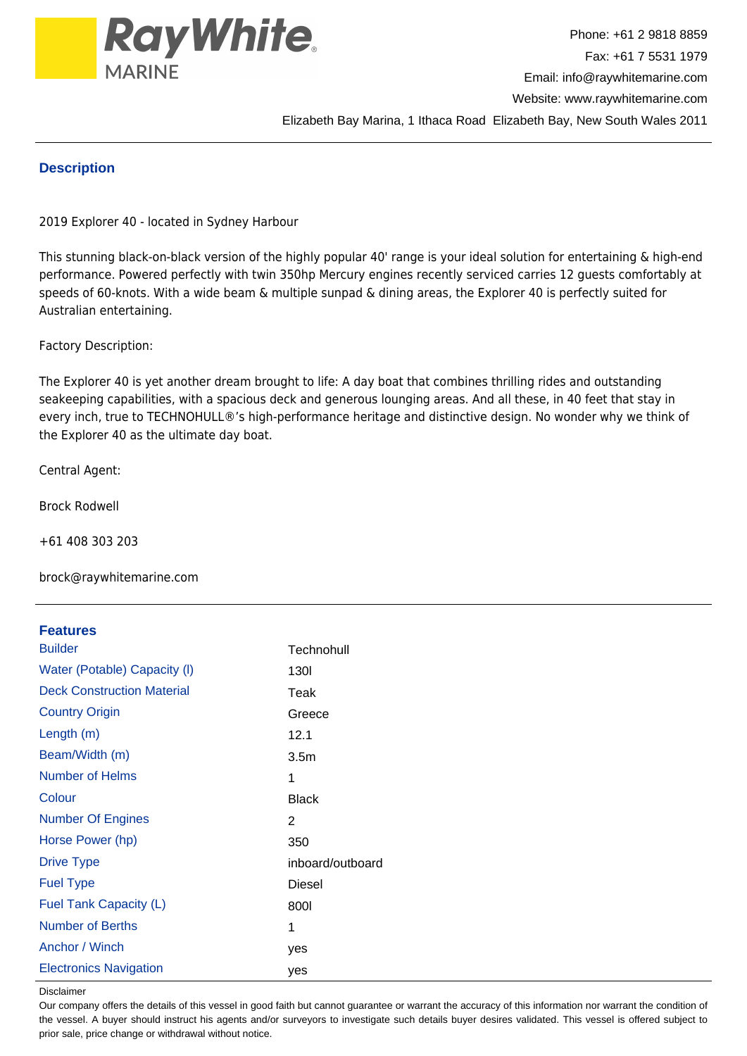Ray White MARINE

Phone: +61 2 9818 8859
Fax: +61 7 5531 1979
Email: info@raywhitemarine.com
Website: www.raywhitemarine.com
Elizabeth Bay Marina, 1 Ithaca Road Elizabeth Bay, New South Wales 2011

## Description

2019 Explorer 40 - located in Sydney Harbour

This stunning black-on-black version of the highly popular 40' range is your ideal solution for entertaining & high-end performance. Powered perfectly with twin 350hp Mercury engines recently serviced carries 12 guests comfortably at speeds of 60-knots. With a wide beam & multiple sunpad & dining areas, the Explorer 40 is perfectly suited for Australian entertaining.

Factory Description:

The Explorer 40 is yet another dream brought to life: A day boat that combines thrilling rides and outstanding seakeeping capabilities, with a spacious deck and generous lounging areas. And all these, in 40 feet that stay in every inch, true to TECHNOHULL®'s high-performance heritage and distinctive design. No wonder why we think of the Explorer 40 as the ultimate day boat.

Central Agent:

Brock Rodwell

+61 408 303 203

brock@raywhitemarine.com

## Features

| Feature | Value |
|---|---|
| Builder | Technohull |
| Water (Potable) Capacity (l) | 130l |
| Deck Construction Material | Teak |
| Country Origin | Greece |
| Length (m) | 12.1 |
| Beam/Width (m) | 3.5m |
| Number of Helms | 1 |
| Colour | Black |
| Number Of Engines | 2 |
| Horse Power (hp) | 350 |
| Drive Type | inboard/outboard |
| Fuel Type | Diesel |
| Fuel Tank Capacity (L) | 800l |
| Number of Berths | 1 |
| Anchor / Winch | yes |
| Electronics Navigation | yes |

Disclaimer

Our company offers the details of this vessel in good faith but cannot guarantee or warrant the accuracy of this information nor warrant the condition of the vessel. A buyer should instruct his agents and/or surveyors to investigate such details buyer desires validated. This vessel is offered subject to prior sale, price change or withdrawal without notice.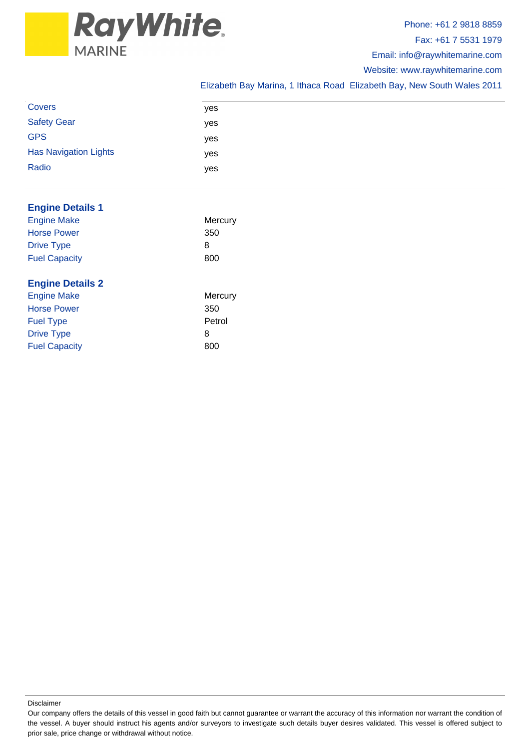Ray White MARINE

Phone: +61 2 9818 8859
Fax: +61 7 5531 1979
Email: info@raywhitemarine.com
Website: www.raywhitemarine.com
Elizabeth Bay Marina, 1 Ithaca Road Elizabeth Bay, New South Wales 2011

| | |
|---|---|
| Covers | yes |
| Safety Gear | yes |
| GPS | yes |
| Has Navigation Lights | yes |
| Radio | yes |

### Engine Details 1

| | |
|---|---|
| Engine Make | Mercury |
| Horse Power | 350 |
| Drive Type | 8 |
| Fuel Capacity | 800 |

### Engine Details 2

| | |
|---|---|
| Engine Make | Mercury |
| Horse Power | 350 |
| Fuel Type | Petrol |
| Drive Type | 8 |
| Fuel Capacity | 800 |

Disclaimer

Our company offers the details of this vessel in good faith but cannot guarantee or warrant the accuracy of this information nor warrant the condition of the vessel. A buyer should instruct his agents and/or surveyors to investigate such details buyer desires validated. This vessel is offered subject to prior sale, price change or withdrawal without notice.